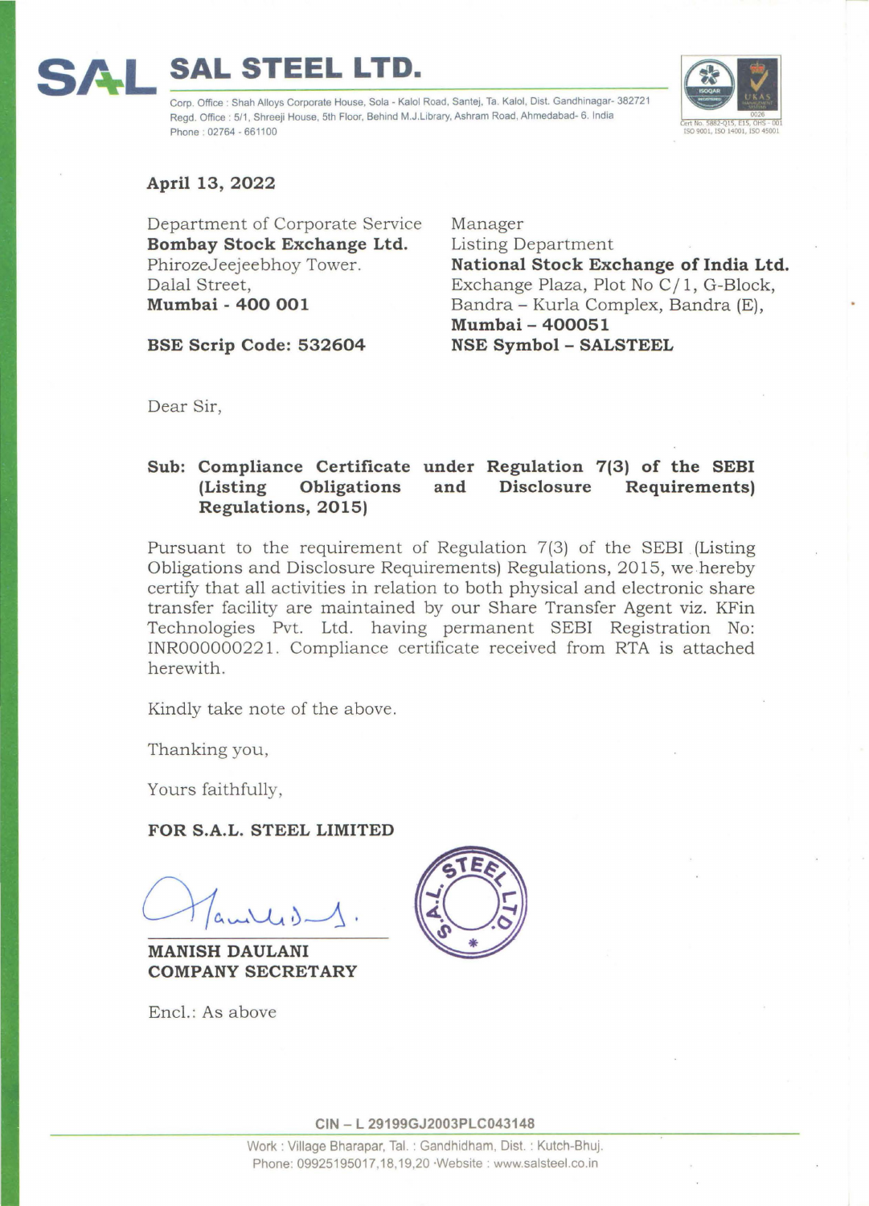# SAL STEEL LTD.

Corp. Office : Shah Alloys Corporate House, Sola - Kalol Road, Santej, Ta. Kalol, Dist. Gandhinagar- 382721
Regd. Office : 5/1, Shreeji House, 5th Floor, Behind M.J.Library, Ashram Road, Ahmedabad- 6. India
Phone : 02764 - 661100

**April 13, 2022**

Department of Corporate Service
**Bombay Stock Exchange Ltd.**
PhirozeJeejeebhoy Tower.
Dalal Street,
**Mumbai - 400 001**

**BSE Scrip Code: 532604**

Manager
Listing Department
**National Stock Exchange of India Ltd.**
Exchange Plaza, Plot No C/1, G-Block,
Bandra – Kurla Complex, Bandra (E),
**Mumbai – 400051**
**NSE Symbol – SALSTEEL**

Dear Sir,

**Sub: Compliance Certificate under Regulation 7(3) of the SEBI (Listing Obligations and Disclosure Requirements) Regulations, 2015)**

Pursuant to the requirement of Regulation 7(3) of the SEBI (Listing Obligations and Disclosure Requirements) Regulations, 2015, we hereby certify that all activities in relation to both physical and electronic share transfer facility are maintained by our Share Transfer Agent viz. KFin Technologies Pvt. Ltd. having permanent SEBI Registration No: INR000000221. Compliance certificate received from RTA is attached herewith.

Kindly take note of the above.

Thanking you,

Yours faithfully,

**FOR S.A.L. STEEL LIMITED**

**MANISH DAULANI**
**COMPANY SECRETARY**

Encl.: As above

CIN – L 29199GJ2003PLC043148

Work : Village Bharapar, Tal. : Gandhidham, Dist. : Kutch-Bhuj.
Phone: 09925195017,18,19,20 ·Website : www.salsteel.co.in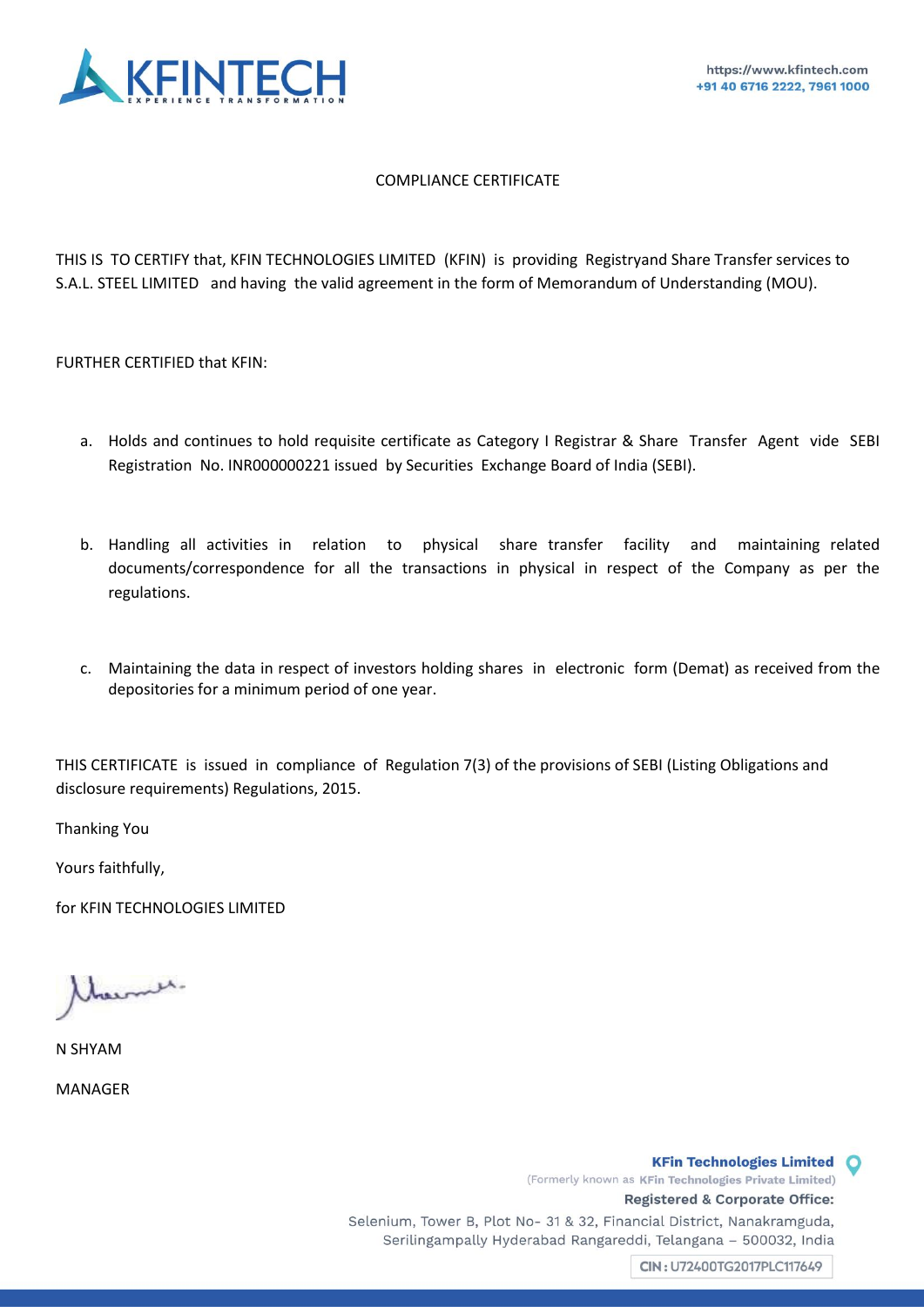# COMPLIANCE CERTIFICATE

THIS IS TO CERTIFY that, KFIN TECHNOLOGIES LIMITED (KFIN) is providing Registryand Share Transfer services to S.A.L. STEEL LIMITED and having the valid agreement in the form of Memorandum of Understanding (MOU).

FURTHER CERTIFIED that KFIN:

a. Holds and continues to hold requisite certificate as Category I Registrar & Share Transfer Agent vide SEBI Registration No. INR000000221 issued by Securities Exchange Board of India (SEBI).

b. Handling all activities in relation to physical share transfer facility and maintaining related documents/correspondence for all the transactions in physical in respect of the Company as per the regulations.

c. Maintaining the data in respect of investors holding shares in electronic form (Demat) as received from the depositories for a minimum period of one year.

THIS CERTIFICATE is issued in compliance of Regulation 7(3) of the provisions of SEBI (Listing Obligations and disclosure requirements) Regulations, 2015.

Thanking You

Yours faithfully,

for KFIN TECHNOLOGIES LIMITED

N SHYAM

MANAGER

**KFin Technologies Limited**
(Formerly known as KFin Technologies Private Limited)
**Registered & Corporate Office:**
Selenium, Tower B, Plot No- 31 & 32, Financial District, Nanakramguda, Serilingampally Hyderabad Rangareddi, Telangana – 500032, India
CIN : U72400TG2017PLC117649